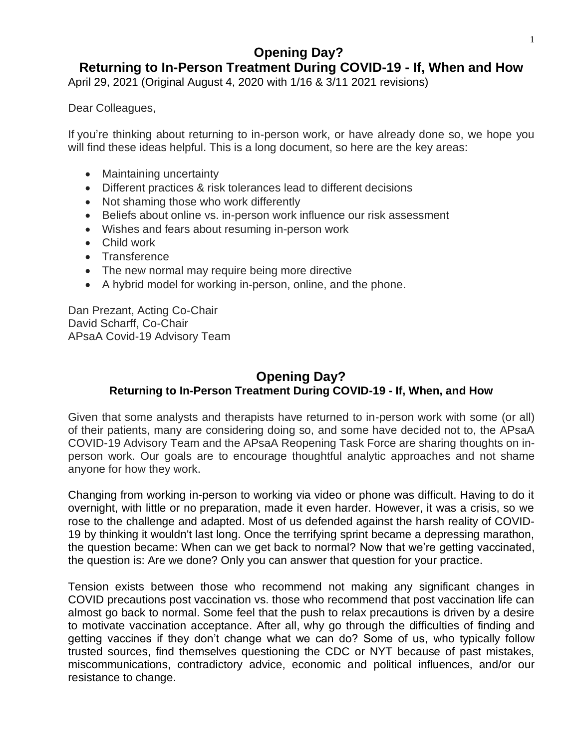# Opening Day?

## Returning to In-Person Treatment During COVID-19 - If, When and How

April 29, 2021 (Original August 4, 2020 with 1/16 & 3/11 2021 revisions)

Dear Colleagues,

If you're thinking about returning to in-person work, or have already done so, we hope you will find these ideas helpful. This is a long document, so here are the key areas:

- Maintaining uncertainty
- Different practices & risk tolerances lead to different decisions
- Not shaming those who work differently
- Beliefs about online vs. in-person work influence our risk assessment
- Wishes and fears about resuming in-person work
- Child work
- Transference
- The new normal may require being more directive
- A hybrid model for working in-person, online, and the phone.

Dan Prezant, Acting Co-Chair
David Scharff, Co-Chair
APsaA Covid-19 Advisory Team

# Opening Day?

### Returning to In-Person Treatment During COVID-19 - If, When, and How

Given that some analysts and therapists have returned to in-person work with some (or all) of their patients, many are considering doing so, and some have decided not to, the APsaA COVID-19 Advisory Team and the APsaA Reopening Task Force are sharing thoughts on in-person work. Our goals are to encourage thoughtful analytic approaches and not shame anyone for how they work.

Changing from working in-person to working via video or phone was difficult. Having to do it overnight, with little or no preparation, made it even harder. However, it was a crisis, so we rose to the challenge and adapted. Most of us defended against the harsh reality of COVID-19 by thinking it wouldn't last long. Once the terrifying sprint became a depressing marathon, the question became: When can we get back to normal? Now that we're getting vaccinated, the question is: Are we done? Only you can answer that question for your practice.

Tension exists between those who recommend not making any significant changes in COVID precautions post vaccination vs. those who recommend that post vaccination life can almost go back to normal. Some feel that the push to relax precautions is driven by a desire to motivate vaccination acceptance. After all, why go through the difficulties of finding and getting vaccines if they don't change what we can do? Some of us, who typically follow trusted sources, find themselves questioning the CDC or NYT because of past mistakes, miscommunications, contradictory advice, economic and political influences, and/or our resistance to change.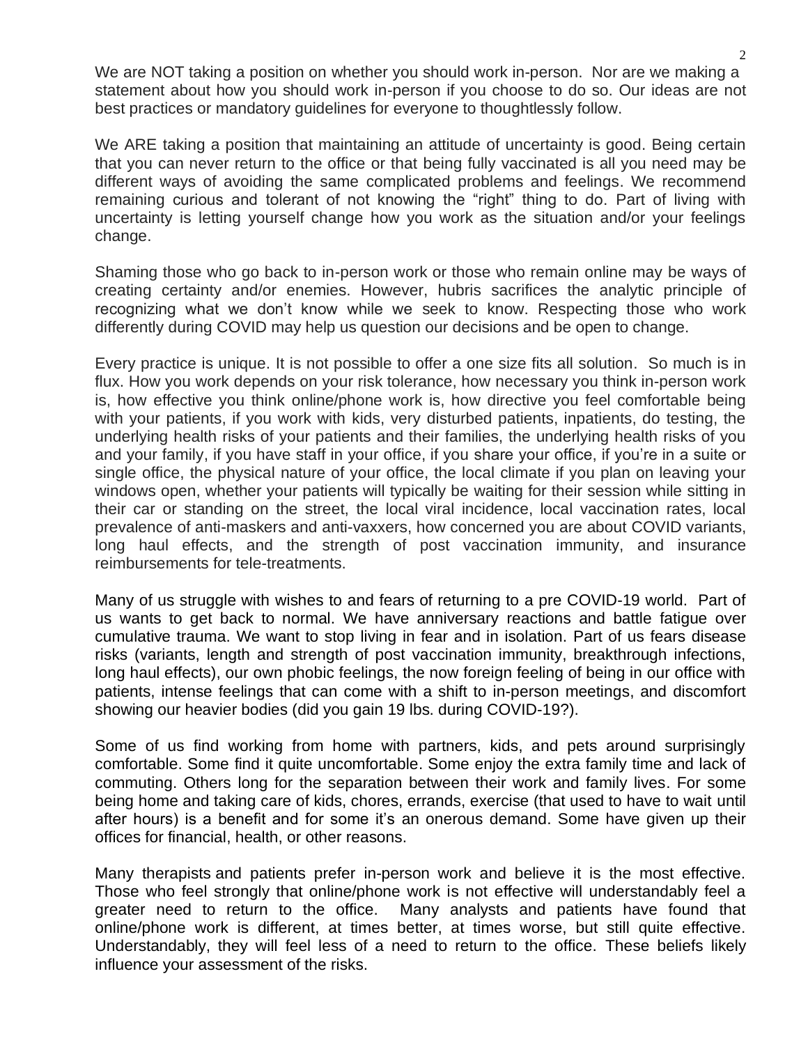We are NOT taking a position on whether you should work in-person. Nor are we making a statement about how you should work in-person if you choose to do so. Our ideas are not best practices or mandatory guidelines for everyone to thoughtlessly follow.

We ARE taking a position that maintaining an attitude of uncertainty is good. Being certain that you can never return to the office or that being fully vaccinated is all you need may be different ways of avoiding the same complicated problems and feelings. We recommend remaining curious and tolerant of not knowing the "right" thing to do. Part of living with uncertainty is letting yourself change how you work as the situation and/or your feelings change.

Shaming those who go back to in-person work or those who remain online may be ways of creating certainty and/or enemies. However, hubris sacrifices the analytic principle of recognizing what we don't know while we seek to know. Respecting those who work differently during COVID may help us question our decisions and be open to change.

Every practice is unique. It is not possible to offer a one size fits all solution. So much is in flux. How you work depends on your risk tolerance, how necessary you think in-person work is, how effective you think online/phone work is, how directive you feel comfortable being with your patients, if you work with kids, very disturbed patients, inpatients, do testing, the underlying health risks of your patients and their families, the underlying health risks of you and your family, if you have staff in your office, if you share your office, if you're in a suite or single office, the physical nature of your office, the local climate if you plan on leaving your windows open, whether your patients will typically be waiting for their session while sitting in their car or standing on the street, the local viral incidence, local vaccination rates, local prevalence of anti-maskers and anti-vaxxers, how concerned you are about COVID variants, long haul effects, and the strength of post vaccination immunity, and insurance reimbursements for tele-treatments.

Many of us struggle with wishes to and fears of returning to a pre COVID-19 world. Part of us wants to get back to normal. We have anniversary reactions and battle fatigue over cumulative trauma. We want to stop living in fear and in isolation. Part of us fears disease risks (variants, length and strength of post vaccination immunity, breakthrough infections, long haul effects), our own phobic feelings, the now foreign feeling of being in our office with patients, intense feelings that can come with a shift to in-person meetings, and discomfort showing our heavier bodies (did you gain 19 lbs. during COVID-19?).

Some of us find working from home with partners, kids, and pets around surprisingly comfortable. Some find it quite uncomfortable. Some enjoy the extra family time and lack of commuting. Others long for the separation between their work and family lives. For some being home and taking care of kids, chores, errands, exercise (that used to have to wait until after hours) is a benefit and for some it's an onerous demand. Some have given up their offices for financial, health, or other reasons.

Many therapists and patients prefer in-person work and believe it is the most effective. Those who feel strongly that online/phone work is not effective will understandably feel a greater need to return to the office. Many analysts and patients have found that online/phone work is different, at times better, at times worse, but still quite effective. Understandably, they will feel less of a need to return to the office. These beliefs likely influence your assessment of the risks.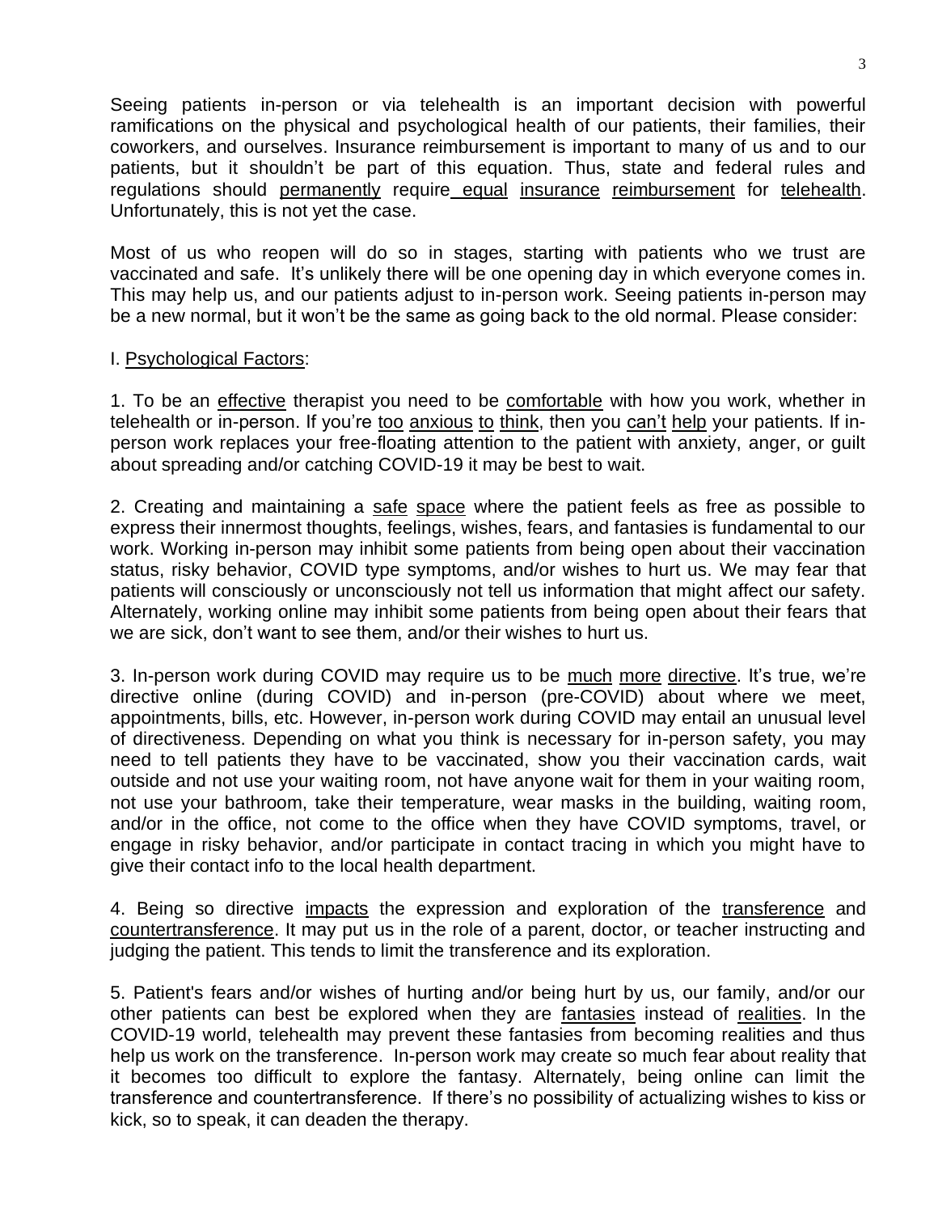Seeing patients in-person or via telehealth is an important decision with powerful ramifications on the physical and psychological health of our patients, their families, their coworkers, and ourselves. Insurance reimbursement is important to many of us and to our patients, but it shouldn't be part of this equation. Thus, state and federal rules and regulations should permanently require equal insurance reimbursement for telehealth. Unfortunately, this is not yet the case.

Most of us who reopen will do so in stages, starting with patients who we trust are vaccinated and safe. It's unlikely there will be one opening day in which everyone comes in. This may help us, and our patients adjust to in-person work. Seeing patients in-person may be a new normal, but it won't be the same as going back to the old normal. Please consider:

I. Psychological Factors:

1. To be an effective therapist you need to be comfortable with how you work, whether in telehealth or in-person. If you're too anxious to think, then you can't help your patients. If in-person work replaces your free-floating attention to the patient with anxiety, anger, or guilt about spreading and/or catching COVID-19 it may be best to wait.

2. Creating and maintaining a safe space where the patient feels as free as possible to express their innermost thoughts, feelings, wishes, fears, and fantasies is fundamental to our work. Working in-person may inhibit some patients from being open about their vaccination status, risky behavior, COVID type symptoms, and/or wishes to hurt us. We may fear that patients will consciously or unconsciously not tell us information that might affect our safety. Alternately, working online may inhibit some patients from being open about their fears that we are sick, don't want to see them, and/or their wishes to hurt us.

3. In-person work during COVID may require us to be much more directive. It's true, we're directive online (during COVID) and in-person (pre-COVID) about where we meet, appointments, bills, etc. However, in-person work during COVID may entail an unusual level of directiveness. Depending on what you think is necessary for in-person safety, you may need to tell patients they have to be vaccinated, show you their vaccination cards, wait outside and not use your waiting room, not have anyone wait for them in your waiting room, not use your bathroom, take their temperature, wear masks in the building, waiting room, and/or in the office, not come to the office when they have COVID symptoms, travel, or engage in risky behavior, and/or participate in contact tracing in which you might have to give their contact info to the local health department.

4. Being so directive impacts the expression and exploration of the transference and countertransference. It may put us in the role of a parent, doctor, or teacher instructing and judging the patient. This tends to limit the transference and its exploration.

5. Patient's fears and/or wishes of hurting and/or being hurt by us, our family, and/or our other patients can best be explored when they are fantasies instead of realities. In the COVID-19 world, telehealth may prevent these fantasies from becoming realities and thus help us work on the transference. In-person work may create so much fear about reality that it becomes too difficult to explore the fantasy. Alternately, being online can limit the transference and countertransference. If there's no possibility of actualizing wishes to kiss or kick, so to speak, it can deaden the therapy.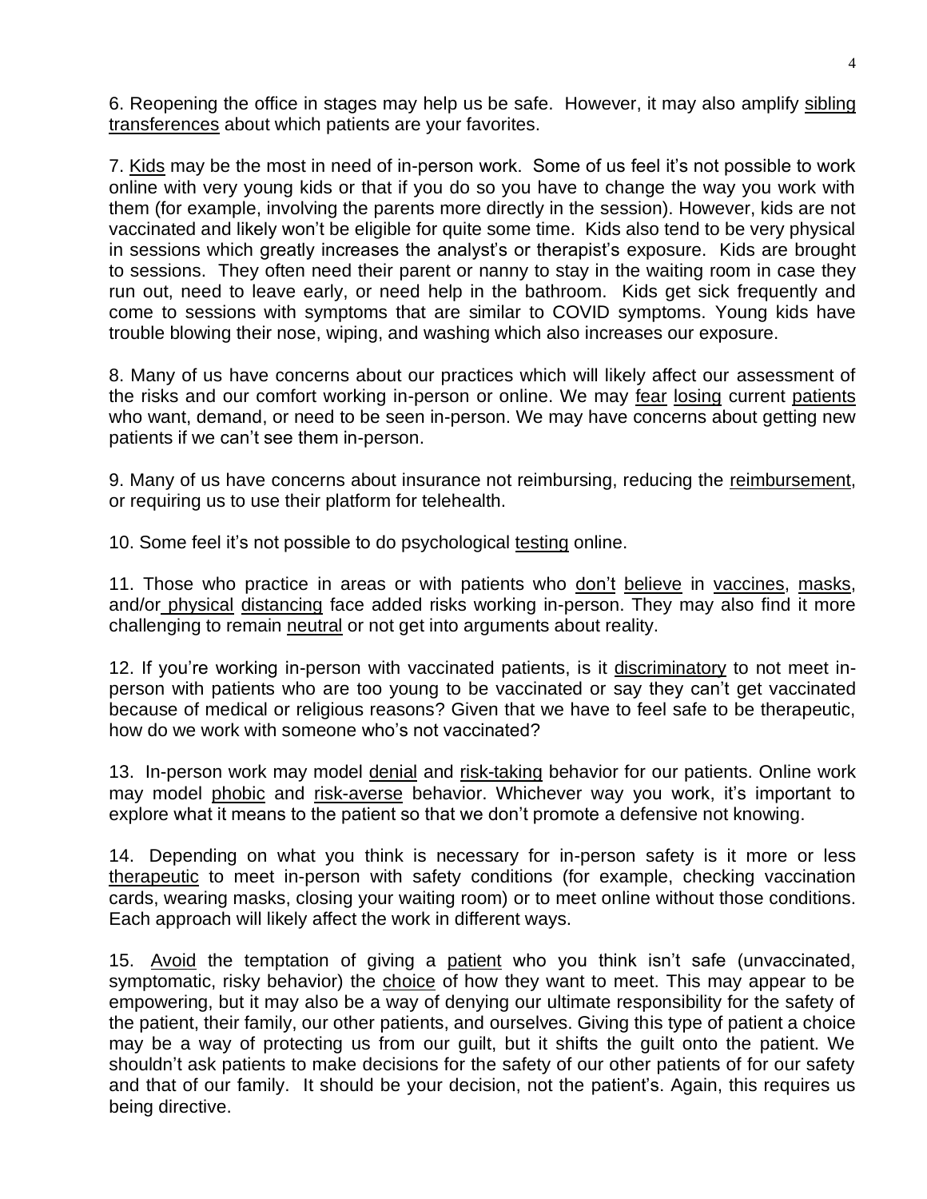6. Reopening the office in stages may help us be safe. However, it may also amplify sibling transferences about which patients are your favorites.

7. Kids may be the most in need of in-person work. Some of us feel it's not possible to work online with very young kids or that if you do so you have to change the way you work with them (for example, involving the parents more directly in the session). However, kids are not vaccinated and likely won't be eligible for quite some time. Kids also tend to be very physical in sessions which greatly increases the analyst's or therapist's exposure. Kids are brought to sessions. They often need their parent or nanny to stay in the waiting room in case they run out, need to leave early, or need help in the bathroom. Kids get sick frequently and come to sessions with symptoms that are similar to COVID symptoms. Young kids have trouble blowing their nose, wiping, and washing which also increases our exposure.

8. Many of us have concerns about our practices which will likely affect our assessment of the risks and our comfort working in-person or online. We may fear losing current patients who want, demand, or need to be seen in-person. We may have concerns about getting new patients if we can't see them in-person.

9. Many of us have concerns about insurance not reimbursing, reducing the reimbursement, or requiring us to use their platform for telehealth.

10. Some feel it's not possible to do psychological testing online.

11. Those who practice in areas or with patients who don't believe in vaccines, masks, and/or physical distancing face added risks working in-person. They may also find it more challenging to remain neutral or not get into arguments about reality.

12. If you're working in-person with vaccinated patients, is it discriminatory to not meet in-person with patients who are too young to be vaccinated or say they can't get vaccinated because of medical or religious reasons? Given that we have to feel safe to be therapeutic, how do we work with someone who's not vaccinated?

13. In-person work may model denial and risk-taking behavior for our patients. Online work may model phobic and risk-averse behavior. Whichever way you work, it's important to explore what it means to the patient so that we don't promote a defensive not knowing.

14. Depending on what you think is necessary for in-person safety is it more or less therapeutic to meet in-person with safety conditions (for example, checking vaccination cards, wearing masks, closing your waiting room) or to meet online without those conditions. Each approach will likely affect the work in different ways.

15. Avoid the temptation of giving a patient who you think isn't safe (unvaccinated, symptomatic, risky behavior) the choice of how they want to meet. This may appear to be empowering, but it may also be a way of denying our ultimate responsibility for the safety of the patient, their family, our other patients, and ourselves. Giving this type of patient a choice may be a way of protecting us from our guilt, but it shifts the guilt onto the patient. We shouldn't ask patients to make decisions for the safety of our other patients of for our safety and that of our family. It should be your decision, not the patient's. Again, this requires us being directive.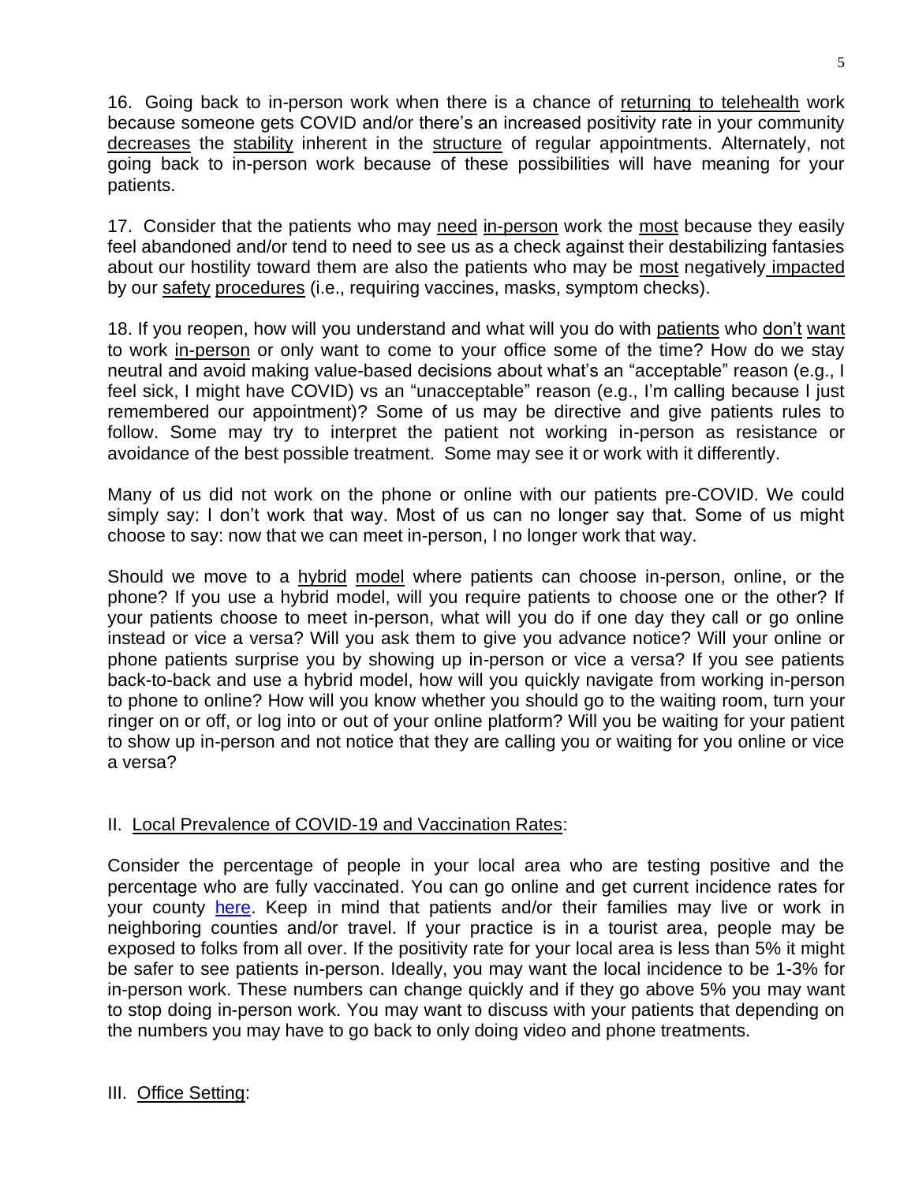16. Going back to in-person work when there is a chance of <u>returning to telehealth</u> work because someone gets COVID and/or there's an increased positivity rate in your community <u>decreases</u> the <u>stability</u> inherent in the <u>structure</u> of regular appointments. Alternately, not going back to in-person work because of these possibilities will have meaning for your patients.

17. Consider that the patients who may <u>need</u> <u>in-person</u> work the <u>most</u> because they easily feel abandoned and/or tend to need to see us as a check against their destabilizing fantasies about our hostility toward them are also the patients who may be <u>most</u> negatively <u>impacted</u> by our <u>safety</u> <u>procedures</u> (i.e., requiring vaccines, masks, symptom checks).

18. If you reopen, how will you understand and what will you do with <u>patients</u> who <u>don't</u> <u>want</u> to work <u>in-person</u> or only want to come to your office some of the time? How do we stay neutral and avoid making value-based decisions about what's an "acceptable" reason (e.g., I feel sick, I might have COVID) vs an "unacceptable" reason (e.g., I'm calling because I just remembered our appointment)? Some of us may be directive and give patients rules to follow. Some may try to interpret the patient not working in-person as resistance or avoidance of the best possible treatment. Some may see it or work with it differently.

Many of us did not work on the phone or online with our patients pre-COVID. We could simply say: I don't work that way. Most of us can no longer say that. Some of us might choose to say: now that we can meet in-person, I no longer work that way.

Should we move to a <u>hybrid</u> <u>model</u> where patients can choose in-person, online, or the phone? If you use a hybrid model, will you require patients to choose one or the other? If your patients choose to meet in-person, what will you do if one day they call or go online instead or vice a versa? Will you ask them to give you advance notice? Will your online or phone patients surprise you by showing up in-person or vice a versa? If you see patients back-to-back and use a hybrid model, how will you quickly navigate from working in-person to phone to online? How will you know whether you should go to the waiting room, turn your ringer on or off, or log into or out of your online platform? Will you be waiting for your patient to show up in-person and not notice that they are calling you or waiting for you online or vice a versa?

## II. <u>Local Prevalence of COVID-19 and Vaccination Rates</u>:

Consider the percentage of people in your local area who are testing positive and the percentage who are fully vaccinated. You can go online and get current incidence rates for your county [here](). Keep in mind that patients and/or their families may live or work in neighboring counties and/or travel. If your practice is in a tourist area, people may be exposed to folks from all over. If the positivity rate for your local area is less than 5% it might be safer to see patients in-person. Ideally, you may want the local incidence to be 1-3% for in-person work. These numbers can change quickly and if they go above 5% you may want to stop doing in-person work. You may want to discuss with your patients that depending on the numbers you may have to go back to only doing video and phone treatments.

## III. <u>Office Setting</u>: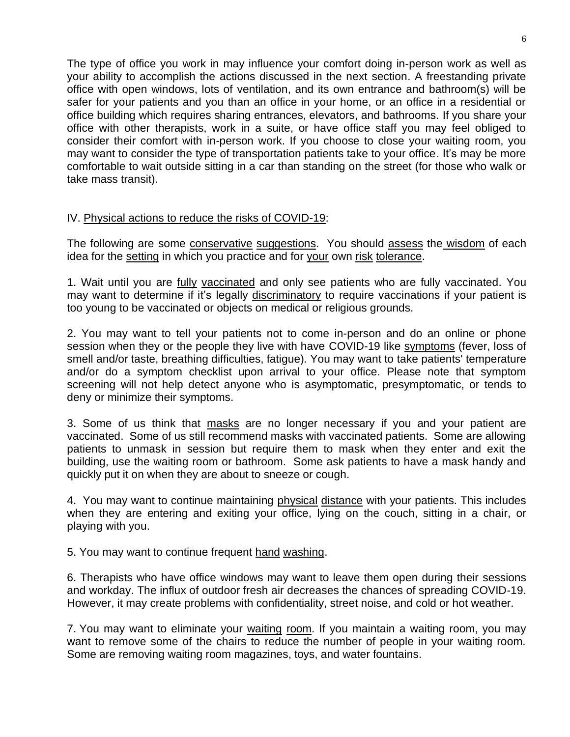The type of office you work in may influence your comfort doing in-person work as well as your ability to accomplish the actions discussed in the next section. A freestanding private office with open windows, lots of ventilation, and its own entrance and bathroom(s) will be safer for your patients and you than an office in your home, or an office in a residential or office building which requires sharing entrances, elevators, and bathrooms. If you share your office with other therapists, work in a suite, or have office staff you may feel obliged to consider their comfort with in-person work. If you choose to close your waiting room, you may want to consider the type of transportation patients take to your office. It's may be more comfortable to wait outside sitting in a car than standing on the street (for those who walk or take mass transit).

IV. <u>Physical actions to reduce the risks of COVID-19</u>:

The following are some <u>conservative</u> <u>suggestions</u>. You should <u>assess</u> the <u>wisdom</u> of each idea for the <u>setting</u> in which you practice and for <u>your</u> own <u>risk</u> <u>tolerance</u>.

1. Wait until you are <u>fully</u> <u>vaccinated</u> and only see patients who are fully vaccinated. You may want to determine if it's legally <u>discriminatory</u> to require vaccinations if your patient is too young to be vaccinated or objects on medical or religious grounds.

2. You may want to tell your patients not to come in-person and do an online or phone session when they or the people they live with have COVID-19 like <u>symptoms</u> (fever, loss of smell and/or taste, breathing difficulties, fatigue). You may want to take patients' temperature and/or do a symptom checklist upon arrival to your office. Please note that symptom screening will not help detect anyone who is asymptomatic, presymptomatic, or tends to deny or minimize their symptoms.

3. Some of us think that <u>masks</u> are no longer necessary if you and your patient are vaccinated. Some of us still recommend masks with vaccinated patients. Some are allowing patients to unmask in session but require them to mask when they enter and exit the building, use the waiting room or bathroom. Some ask patients to have a mask handy and quickly put it on when they are about to sneeze or cough.

4. You may want to continue maintaining <u>physical</u> <u>distance</u> with your patients. This includes when they are entering and exiting your office, lying on the couch, sitting in a chair, or playing with you.

5. You may want to continue frequent <u>hand</u> <u>washing</u>.

6. Therapists who have office <u>windows</u> may want to leave them open during their sessions and workday. The influx of outdoor fresh air decreases the chances of spreading COVID-19. However, it may create problems with confidentiality, street noise, and cold or hot weather.

7. You may want to eliminate your <u>waiting</u> <u>room</u>. If you maintain a waiting room, you may want to remove some of the chairs to reduce the number of people in your waiting room. Some are removing waiting room magazines, toys, and water fountains.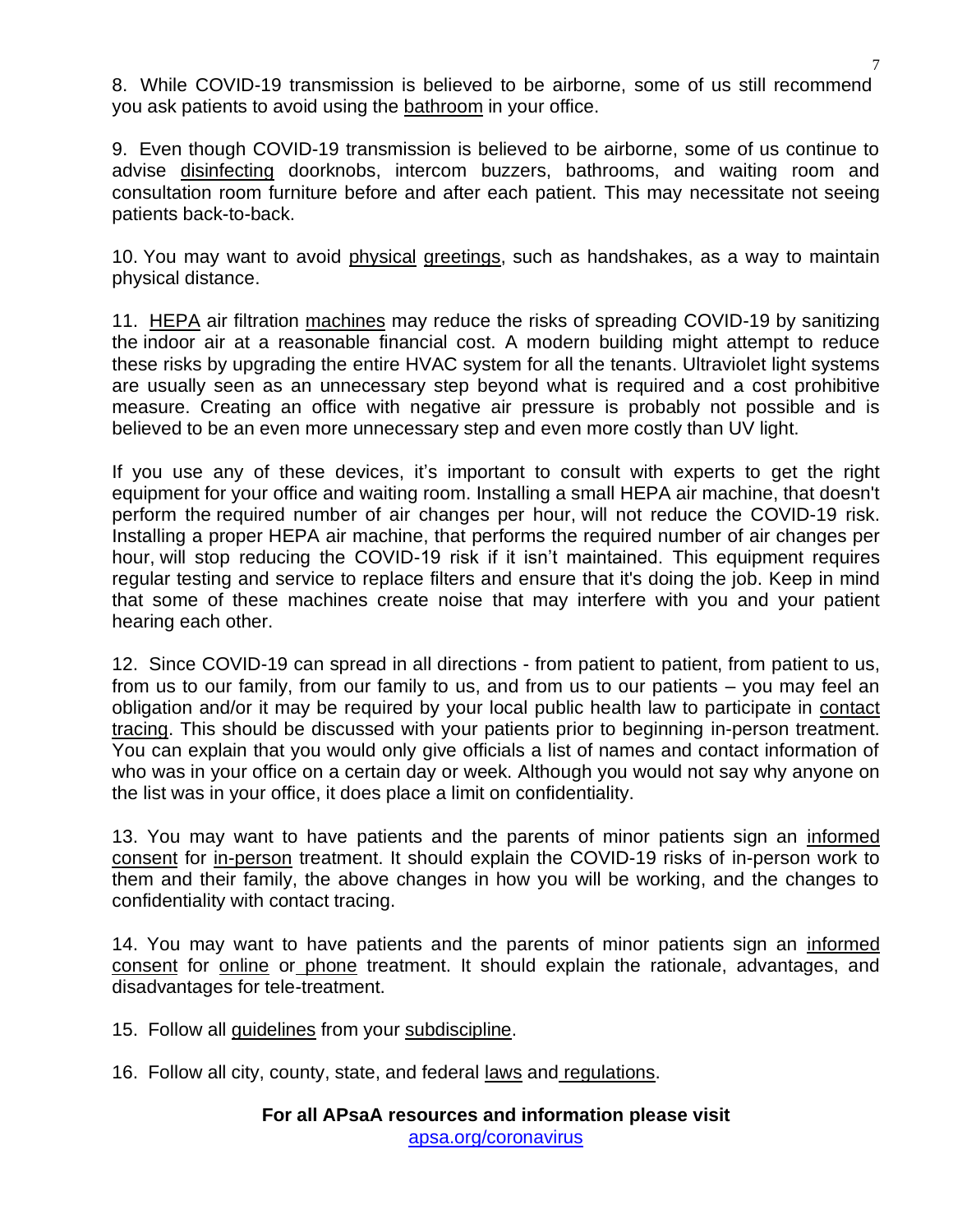8. While COVID-19 transmission is believed to be airborne, some of us still recommend you ask patients to avoid using the bathroom in your office.

9. Even though COVID-19 transmission is believed to be airborne, some of us continue to advise disinfecting doorknobs, intercom buzzers, bathrooms, and waiting room and consultation room furniture before and after each patient. This may necessitate not seeing patients back-to-back.

10. You may want to avoid physical greetings, such as handshakes, as a way to maintain physical distance.

11. HEPA air filtration machines may reduce the risks of spreading COVID-19 by sanitizing the indoor air at a reasonable financial cost. A modern building might attempt to reduce these risks by upgrading the entire HVAC system for all the tenants. Ultraviolet light systems are usually seen as an unnecessary step beyond what is required and a cost prohibitive measure. Creating an office with negative air pressure is probably not possible and is believed to be an even more unnecessary step and even more costly than UV light.

If you use any of these devices, it's important to consult with experts to get the right equipment for your office and waiting room. Installing a small HEPA air machine, that doesn't perform the required number of air changes per hour, will not reduce the COVID-19 risk. Installing a proper HEPA air machine, that performs the required number of air changes per hour, will stop reducing the COVID-19 risk if it isn't maintained. This equipment requires regular testing and service to replace filters and ensure that it's doing the job. Keep in mind that some of these machines create noise that may interfere with you and your patient hearing each other.

12. Since COVID-19 can spread in all directions - from patient to patient, from patient to us, from us to our family, from our family to us, and from us to our patients – you may feel an obligation and/or it may be required by your local public health law to participate in contact tracing. This should be discussed with your patients prior to beginning in-person treatment. You can explain that you would only give officials a list of names and contact information of who was in your office on a certain day or week. Although you would not say why anyone on the list was in your office, it does place a limit on confidentiality.

13. You may want to have patients and the parents of minor patients sign an informed consent for in-person treatment. It should explain the COVID-19 risks of in-person work to them and their family, the above changes in how you will be working, and the changes to confidentiality with contact tracing.

14. You may want to have patients and the parents of minor patients sign an informed consent for online or phone treatment. It should explain the rationale, advantages, and disadvantages for tele-treatment.

15. Follow all guidelines from your subdiscipline.

16. Follow all city, county, state, and federal laws and regulations.

**For all APsaA resources and information please visit**
apsa.org/coronavirus